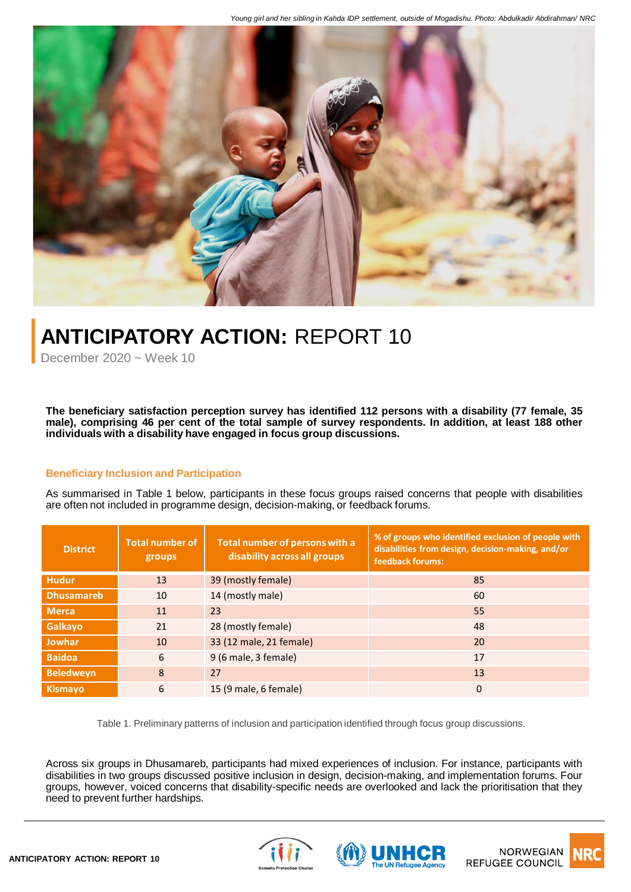*Young girl and her sibling in Kahda IDP settlement, outside of Mogadishu. Photo: Abdulkadir Abdirahman/ NRC*

# ANTICIPATORY ACTION: REPORT 10

December 2020 ~ Week 10

**The beneficiary satisfaction perception survey has identified 112 persons with a disability (77 female, 35 male), comprising 46 per cent of the total sample of survey respondents. In addition, at least 188 other individuals with a disability have engaged in focus group discussions.**

## Beneficiary Inclusion and Participation

As summarised in Table 1 below, participants in these focus groups raised concerns that people with disabilities are often not included in programme design, decision-making, or feedback forums.

| District | Total number of groups | Total number of persons with a disability across all groups | % of groups who identified exclusion of people with disabilities from design, decision-making, and/or feedback forums: |
|---|---|---|---|
| Hudur | 13 | 39 (mostly female) | 85 |
| Dhusamareb | 10 | 14 (mostly male) | 60 |
| Merca | 11 | 23 | 55 |
| Galkayo | 21 | 28 (mostly female) | 48 |
| Jowhar | 10 | 33 (12 male, 21 female) | 20 |
| Baidoa | 6 | 9 (6 male, 3 female) | 17 |
| Beledweyn | 8 | 27 | 13 |
| Kismayo | 6 | 15 (9 male, 6 female) | 0 |

Table 1. Preliminary patterns of inclusion and participation identified through focus group discussions.

Across six groups in Dhusamareb, participants had mixed experiences of inclusion. For instance, participants with disabilities in two groups discussed positive inclusion in design, decision-making, and implementation forums. Four groups, however, voiced concerns that disability-specific needs are overlooked and lack the prioritisation that they need to prevent further hardships.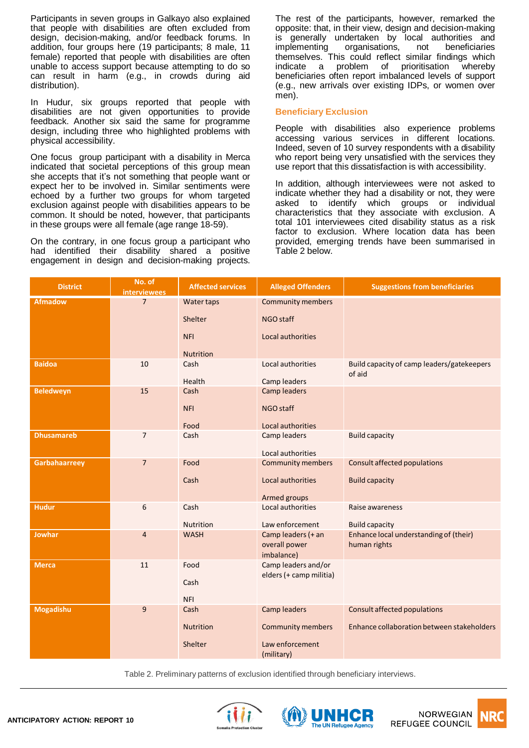Participants in seven groups in Galkayo also explained that people with disabilities are often excluded from design, decision-making, and/or feedback forums. In addition, four groups here (19 participants; 8 male, 11 female) reported that people with disabilities are often unable to access support because attempting to do so can result in harm (e.g., in crowds during aid distribution).

In Hudur, six groups reported that people with disabilities are not given opportunities to provide feedback. Another six said the same for programme design, including three who highlighted problems with physical accessibility.

One focus group participant with a disability in Merca indicated that societal perceptions of this group mean she accepts that it's not something that people want or expect her to be involved in. Similar sentiments were echoed by a further two groups for whom targeted exclusion against people with disabilities appears to be common. It should be noted, however, that participants in these groups were all female (age range 18-59).

On the contrary, in one focus group a participant who had identified their disability shared a positive engagement in design and decision-making projects. The rest of the participants, however, remarked the opposite: that, in their view, design and decision-making is generally undertaken by local authorities and implementing organisations, not beneficiaries themselves. This could reflect similar findings which indicate a problem of prioritisation whereby beneficiaries often report imbalanced levels of support (e.g., new arrivals over existing IDPs, or women over men).

### Beneficiary Exclusion

People with disabilities also experience problems accessing various services in different locations. Indeed, seven of 10 survey respondents with a disability who report being very unsatisfied with the services they use report that this dissatisfaction is with accessibility.

In addition, although interviewees were not asked to indicate whether they had a disability or not, they were asked to identify which groups or individual characteristics that they associate with exclusion. A total 101 interviewees cited disability status as a risk factor to exclusion. Where location data has been provided, emerging trends have been summarised in Table 2 below.

| District | No. of interviewees | Affected services | Alleged Offenders | Suggestions from beneficiaries |
|---|---|---|---|---|
| Afmadow | 7 | Water taps<br>Shelter<br>NFI<br>Nutrition | Community members<br>NGO staff<br>Local authorities | |
| Baidoa | 10 | Cash<br>Health | Local authorities<br>Camp leaders | Build capacity of camp leaders/gatekeepers of aid |
| Beledweyn | 15 | Cash<br>NFI<br>Food | Camp leaders<br>NGO staff<br>Local authorities | |
| Dhusamareb | 7 | Cash | Camp leaders<br>Local authorities | Build capacity |
| Garbahaarreey | 7 | Food<br>Cash | Community members<br>Local authorities<br>Armed groups | Consult affected populations<br>Build capacity |
| Hudur | 6 | Cash<br>Nutrition | Local authorities<br>Law enforcement | Raise awareness<br>Build capacity |
| Jowhar | 4 | WASH | Camp leaders (+ an overall power imbalance) | Enhance local understanding of (their) human rights |
| Merca | 11 | Food<br>Cash<br>NFI | Camp leaders and/or elders (+ camp militia) | |
| Mogadishu | 9 | Cash<br>Nutrition<br>Shelter | Camp leaders<br>Community members<br>Law enforcement (military) | Consult affected populations<br>Enhance collaboration between stakeholders |

Table 2. Preliminary patterns of exclusion identified through beneficiary interviews.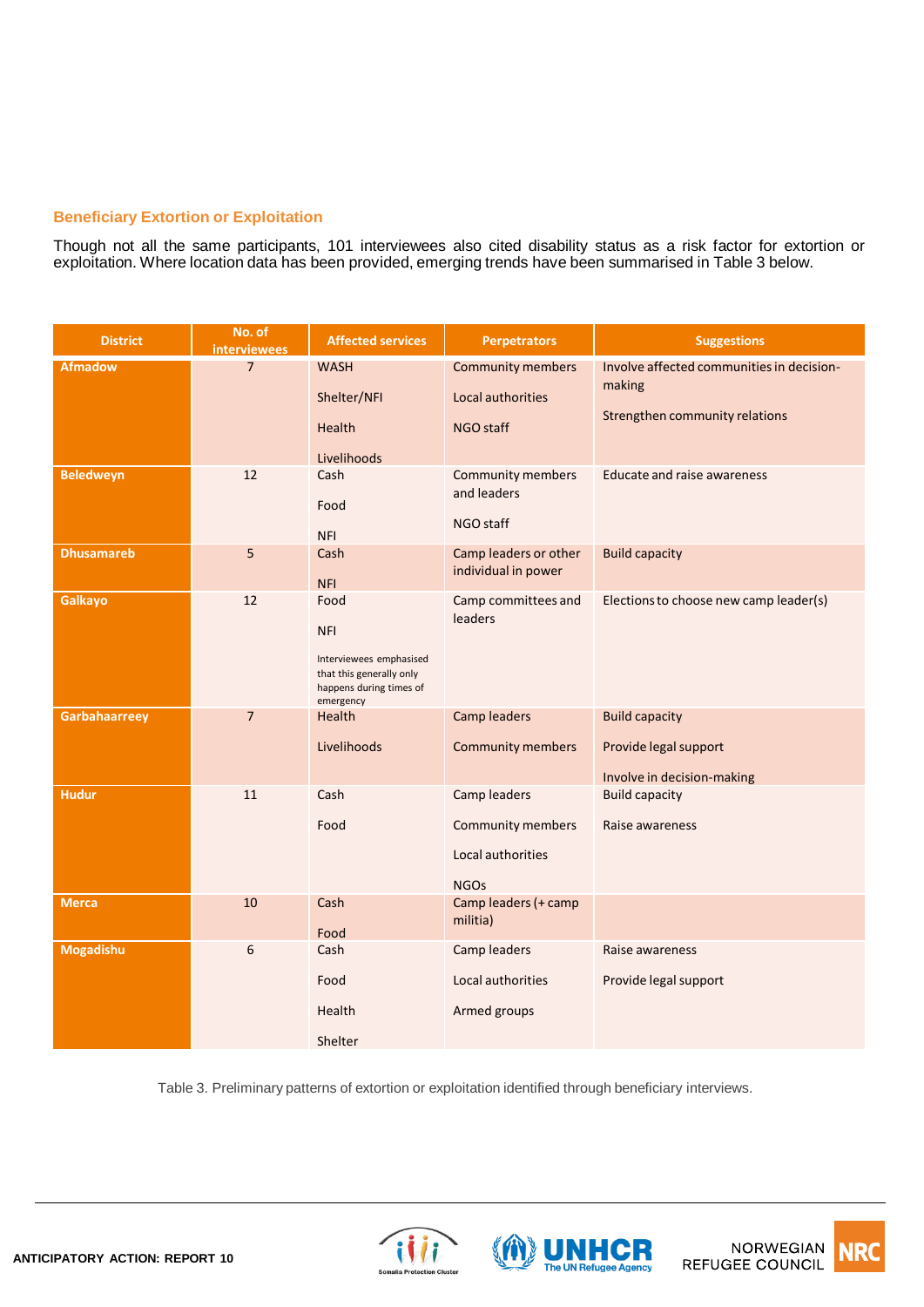### Beneficiary Extortion or Exploitation

Though not all the same participants, 101 interviewees also cited disability status as a risk factor for extortion or exploitation. Where location data has been provided, emerging trends have been summarised in Table 3 below.

| District | No. of interviewees | Affected services | Perpetrators | Suggestions |
|---|---|---|---|---|
| **Afmadow** | 7 | WASH<br><br>Shelter/NFI<br><br>Health<br><br>Livelihoods | Community members<br><br>Local authorities<br><br>NGO staff | Involve affected communities in decision-making<br><br>Strengthen community relations |
| **Beledweyn** | 12 | Cash<br><br>Food<br><br>NFI | Community members and leaders<br><br>NGO staff | Educate and raise awareness |
| **Dhusamareb** | 5 | Cash<br><br>NFI | Camp leaders or other individual in power | Build capacity |
| **Galkayo** | 12 | Food<br><br>NFI<br><br>Interviewees emphasised that this generally only happens during times of emergency | Camp committees and leaders | Elections to choose new camp leader(s) |
| **Garbahaarreey** | 7 | Health<br><br>Livelihoods | Camp leaders<br><br>Community members | Build capacity<br><br>Provide legal support<br><br>Involve in decision-making |
| **Hudur** | 11 | Cash<br><br>Food | Camp leaders<br><br>Community members<br><br>Local authorities<br><br>NGOs | Build capacity<br><br>Raise awareness |
| **Merca** | 10 | Cash<br><br>Food | Camp leaders (+ camp militia) | |
| **Mogadishu** | 6 | Cash<br><br>Food<br><br>Health<br><br>Shelter | Camp leaders<br><br>Local authorities<br><br>Armed groups | Raise awareness<br><br>Provide legal support |

Table 3. Preliminary patterns of extortion or exploitation identified through beneficiary interviews.